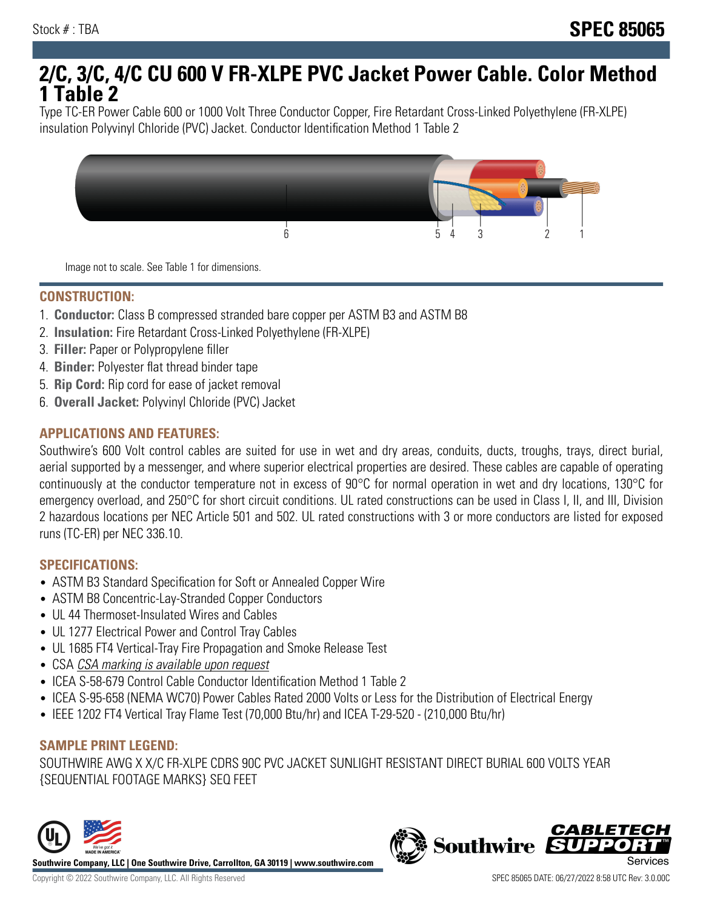Stock # : TBA

# SPEC 85065

# 2/C, 3/C, 4/C CU 600 V FR-XLPE PVC Jacket Power Cable. Color Method 1 Table 2

Type TC-ER Power Cable 600 or 1000 Volt Three Conductor Copper, Fire Retardant Cross-Linked Polyethylene (FR-XLPE) insulation Polyvinyl Chloride (PVC) Jacket. Conductor Identification Method 1 Table 2

6 5 4 3 2 1

Image not to scale. See Table 1 for dimensions.

## CONSTRUCTION:

1. **Conductor:** Class B compressed stranded bare copper per ASTM B3 and ASTM B8
2. **Insulation:** Fire Retardant Cross-Linked Polyethylene (FR-XLPE)
3. **Filler:** Paper or Polypropylene filler
4. **Binder:** Polyester flat thread binder tape
5. **Rip Cord:** Rip cord for ease of jacket removal
6. **Overall Jacket:** Polyvinyl Chloride (PVC) Jacket

## APPLICATIONS AND FEATURES:

Southwire's 600 Volt control cables are suited for use in wet and dry areas, conduits, ducts, troughs, trays, direct burial, aerial supported by a messenger, and where superior electrical properties are desired. These cables are capable of operating continuously at the conductor temperature not in excess of 90°C for normal operation in wet and dry locations, 130°C for emergency overload, and 250°C for short circuit conditions. UL rated constructions can be used in Class I, II, and III, Division 2 hazardous locations per NEC Article 501 and 502. UL rated constructions with 3 or more conductors are listed for exposed runs (TC-ER) per NEC 336.10.

## SPECIFICATIONS:

- ASTM B3 Standard Specification for Soft or Annealed Copper Wire
- ASTM B8 Concentric-Lay-Stranded Copper Conductors
- UL 44 Thermoset-Insulated Wires and Cables
- UL 1277 Electrical Power and Control Tray Cables
- UL 1685 FT4 Vertical-Tray Fire Propagation and Smoke Release Test
- CSA *CSA marking is available upon request*
- ICEA S-58-679 Control Cable Conductor Identification Method 1 Table 2
- ICEA S-95-658 (NEMA WC70) Power Cables Rated 2000 Volts or Less for the Distribution of Electrical Energy
- IEEE 1202 FT4 Vertical Tray Flame Test (70,000 Btu/hr) and ICEA T-29-520 - (210,000 Btu/hr)

## SAMPLE PRINT LEGEND:

SOUTHWIRE AWG X X/C FR-XLPE CDRS 90C PVC JACKET SUNLIGHT RESISTANT DIRECT BURIAL 600 VOLTS YEAR {SEQUENTIAL FOOTAGE MARKS} SEQ FEET

Southwire Company, LLC | One Southwire Drive, Carrollton, GA 30119 | www.southwire.com

Copyright © 2022 Southwire Company, LLC. All Rights Reserved

SPEC 85065 DATE: 06/27/2022 8:58 UTC Rev: 3.0.00C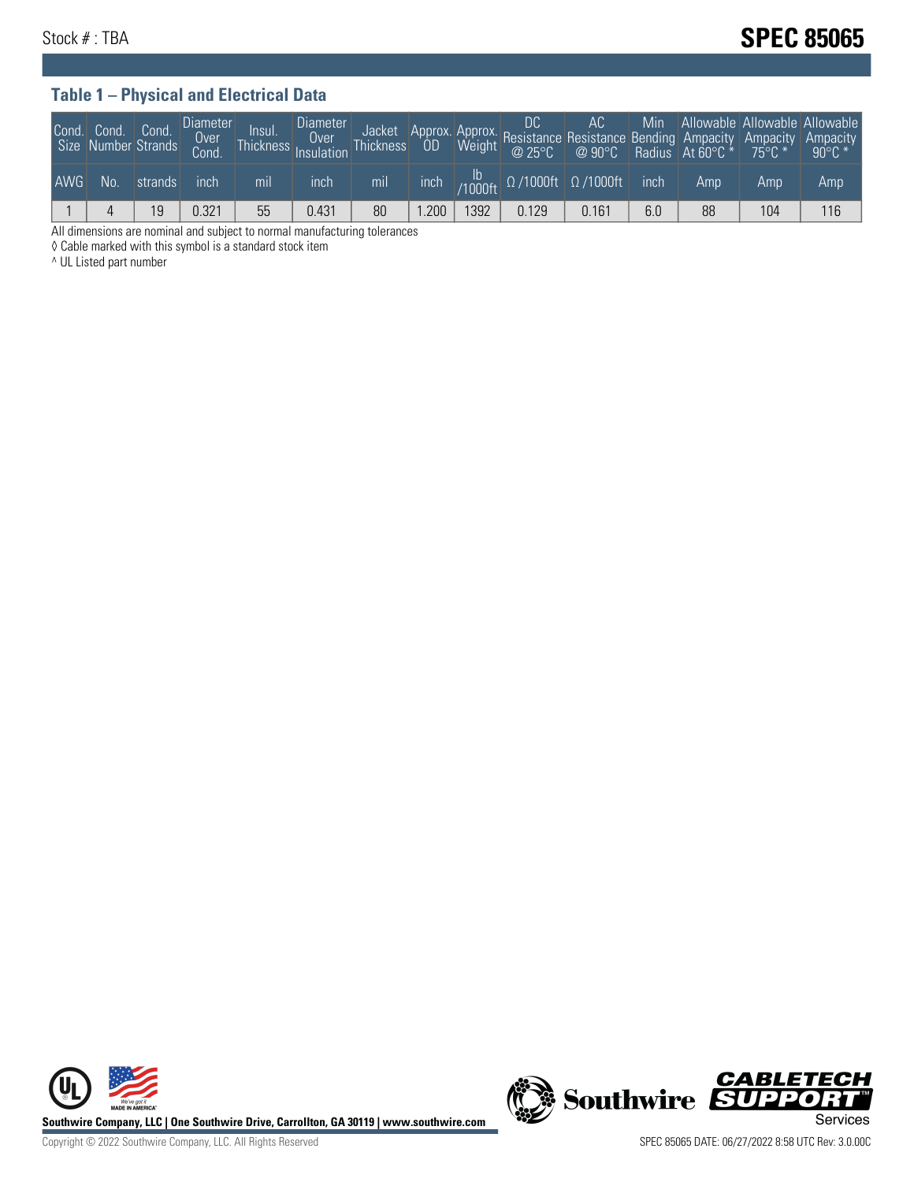Stock # : TBA

# SPEC 85065

## Table 1 – Physical and Electrical Data

| Cond. Size | Cond. Number | Cond. Strands | Diameter Over Cond. | Insul. Thickness | Diameter Over Insulation | Jacket Thickness | Approx. OD | Approx. Weight | DC Resistance @ 25°C | AC Resistance @ 90°C | Min Bending Radius | Allowable Ampacity At 60°C * | Allowable Ampacity 75°C * | Allowable Ampacity 90°C * |
|---|---|---|---|---|---|---|---|---|---|---|---|---|---|---|
| AWG | No. | strands | inch | mil | inch | mil | inch | lb /1000ft | Ω /1000ft | Ω /1000ft | inch | Amp | Amp | Amp |
| 1 | 4 | 19 | 0.321 | 55 | 0.431 | 80 | 1.200 | 1392 | 0.129 | 0.161 | 6.0 | 88 | 104 | 116 |

All dimensions are nominal and subject to normal manufacturing tolerances

◊ Cable marked with this symbol is a standard stock item

^ UL Listed part number

Southwire Company, LLC | One Southwire Drive, Carrollton, GA 30119 | www.southwire.com

Copyright © 2022 Southwire Company, LLC. All Rights Reserved

SPEC 85065 DATE: 06/27/2022 8:58 UTC Rev: 3.0.00C